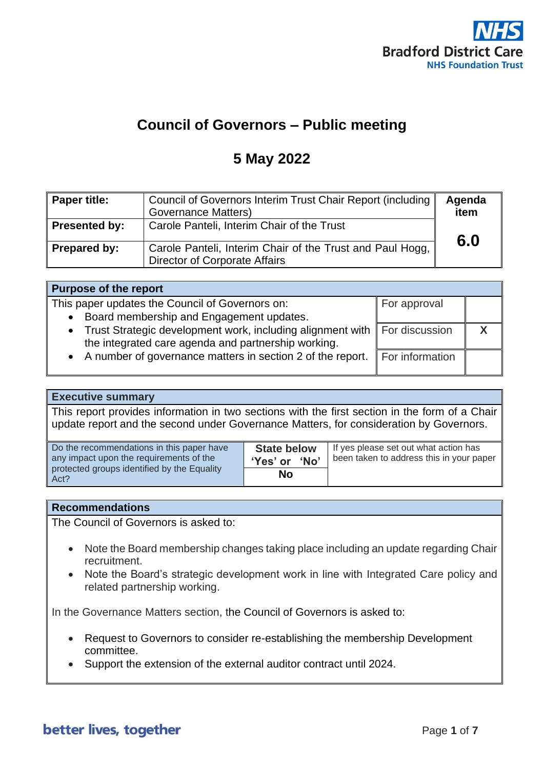NHS
Bradford District Care
NHS Foundation Trust

# Council of Governors – Public meeting

## 5 May 2022

| | | |
|---|---|---|
| **Paper title:** | Council of Governors Interim Trust Chair Report (including Governance Matters) | **Agenda item** |
| **Presented by:** | Carole Panteli, Interim Chair of the Trust | **6.0** |
| **Prepared by:** | Carole Panteli, Interim Chair of the Trust and Paul Hogg, Director of Corporate Affairs | |

| **Purpose of the report** | | |
|---|---|---|
| This paper updates the Council of Governors on:<br>• Board membership and Engagement updates.<br>• Trust Strategic development work, including alignment with the integrated care agenda and partnership working.<br>• A number of governance matters in section 2 of the report. | For approval | |
| | For discussion | X |
| | For information | |

| **Executive summary** | | |
|---|---|---|
| This report provides information in two sections with the first section in the form of a Chair update report and the second under Governance Matters, for consideration by Governors. | | |
| Do the recommendations in this paper have any impact upon the requirements of the protected groups identified by the Equality Act? | **State below 'Yes' or 'No'**<br>**No** | If yes please set out what action has been taken to address this in your paper |

**Recommendations**

The Council of Governors is asked to:

- Note the Board membership changes taking place including an update regarding Chair recruitment.
- Note the Board's strategic development work in line with Integrated Care policy and related partnership working.

In the Governance Matters section, the Council of Governors is asked to:

- Request to Governors to consider re-establishing the membership Development committee.
- Support the extension of the external auditor contract until 2024.

better lives, together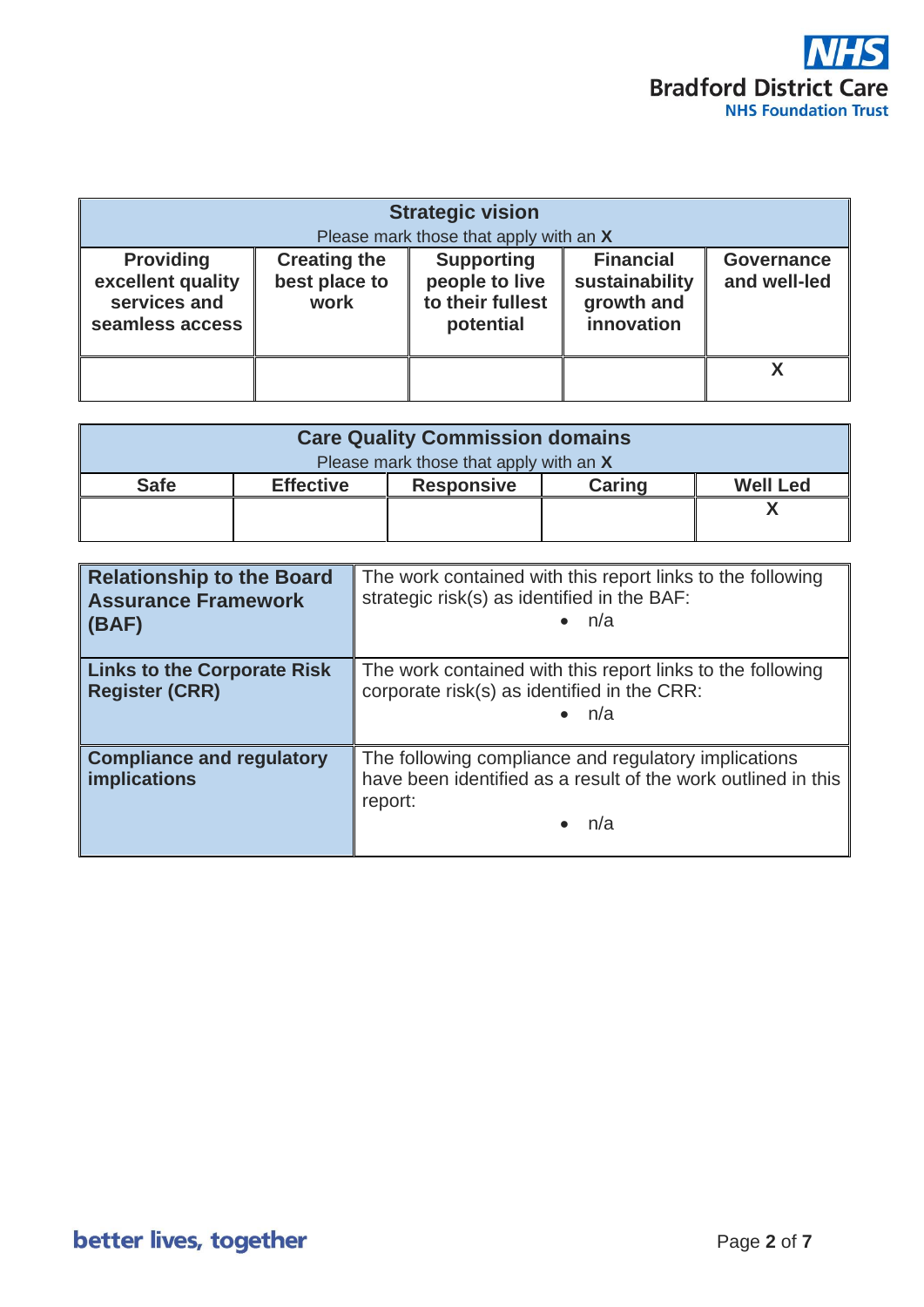| Strategic vision<br>Please mark those that apply with an **X** | | | | |
|---|---|---|---|---|
| **Providing excellent quality services and seamless access** | **Creating the best place to work** | **Supporting people to live to their fullest potential** | **Financial sustainability growth and innovation** | **Governance and well-led** |
| | | | | **X** |

| Care Quality Commission domains<br>Please mark those that apply with an **X** | | | | |
|---|---|---|---|---|
| **Safe** | **Effective** | **Responsive** | **Caring** | **Well Led** |
| | | | | **X** |

| | |
|---|---|
| **Relationship to the Board Assurance Framework (BAF)** | The work contained with this report links to the following strategic risk(s) as identified in the BAF:<br>• n/a |
| **Links to the Corporate Risk Register (CRR)** | The work contained with this report links to the following corporate risk(s) as identified in the CRR:<br>• n/a |
| **Compliance and regulatory implications** | The following compliance and regulatory implications have been identified as a result of the work outlined in this report:<br>• n/a |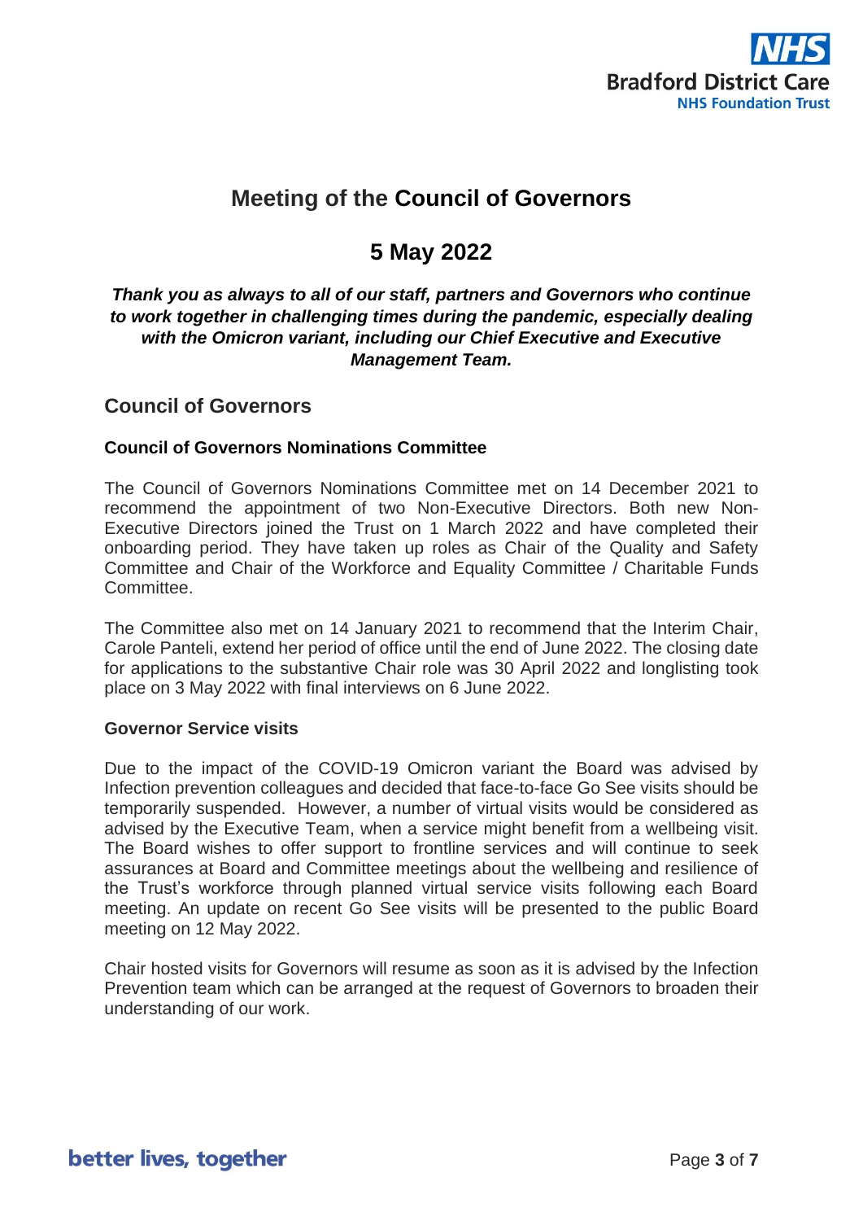# Meeting of the **Council of Governors**

# 5 May 2022

***Thank you as always to all of our staff, partners and Governors who continue to work together in challenging times during the pandemic, especially dealing with the Omicron variant, including our Chief Executive and Executive Management Team.***

## Council of Governors

### Council of Governors Nominations Committee

The Council of Governors Nominations Committee met on 14 December 2021 to recommend the appointment of two Non-Executive Directors. Both new Non-Executive Directors joined the Trust on 1 March 2022 and have completed their onboarding period. They have taken up roles as Chair of the Quality and Safety Committee and Chair of the Workforce and Equality Committee / Charitable Funds Committee.

The Committee also met on 14 January 2021 to recommend that the Interim Chair, Carole Panteli, extend her period of office until the end of June 2022. The closing date for applications to the substantive Chair role was 30 April 2022 and longlisting took place on 3 May 2022 with final interviews on 6 June 2022.

### Governor Service visits

Due to the impact of the COVID-19 Omicron variant the Board was advised by Infection prevention colleagues and decided that face-to-face Go See visits should be temporarily suspended. However, a number of virtual visits would be considered as advised by the Executive Team, when a service might benefit from a wellbeing visit. The Board wishes to offer support to frontline services and will continue to seek assurances at Board and Committee meetings about the wellbeing and resilience of the Trust's workforce through planned virtual service visits following each Board meeting. An update on recent Go See visits will be presented to the public Board meeting on 12 May 2022.

Chair hosted visits for Governors will resume as soon as it is advised by the Infection Prevention team which can be arranged at the request of Governors to broaden their understanding of our work.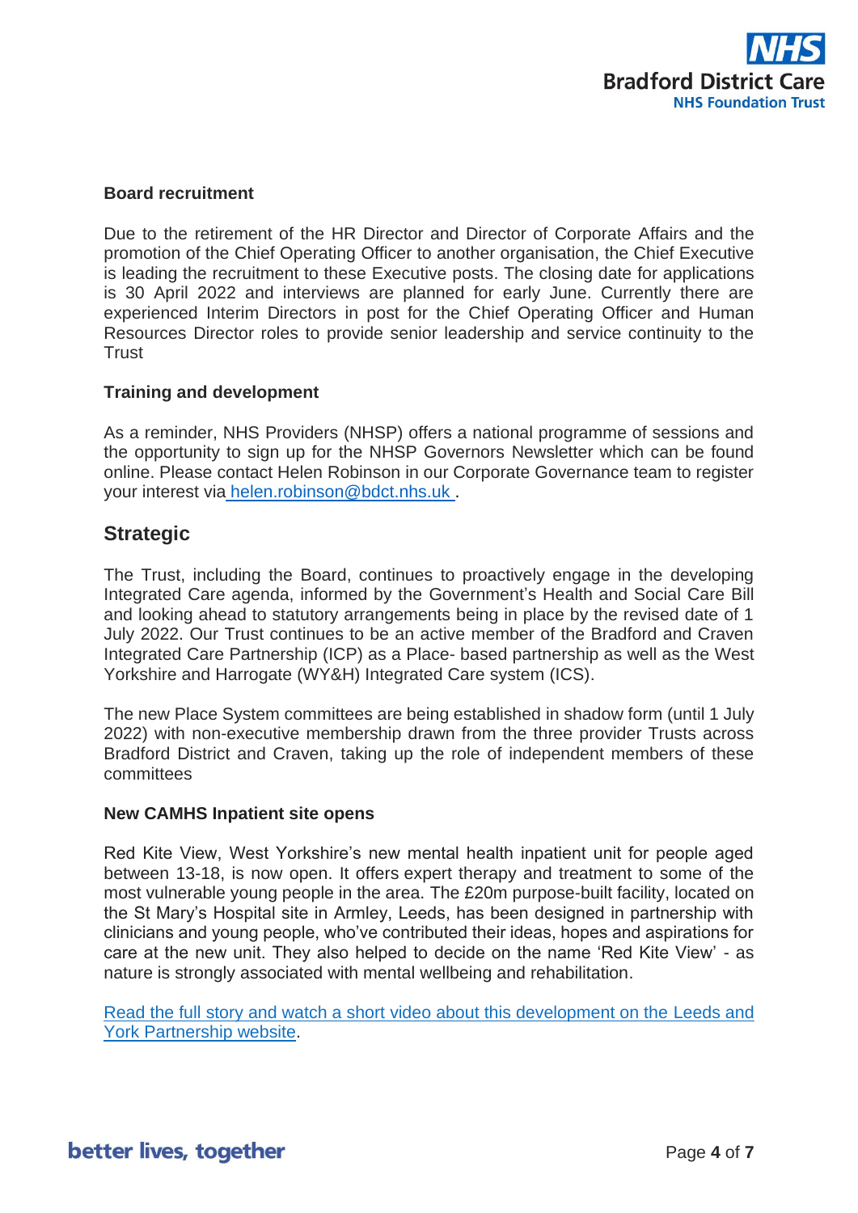### Board recruitment

Due to the retirement of the HR Director and Director of Corporate Affairs and the promotion of the Chief Operating Officer to another organisation, the Chief Executive is leading the recruitment to these Executive posts. The closing date for applications is 30 April 2022 and interviews are planned for early June. Currently there are experienced Interim Directors in post for the Chief Operating Officer and Human Resources Director roles to provide senior leadership and service continuity to the Trust

### Training and development

As a reminder, NHS Providers (NHSP) offers a national programme of sessions and the opportunity to sign up for the NHSP Governors Newsletter which can be found online. Please contact Helen Robinson in our Corporate Governance team to register your interest via helen.robinson@bdct.nhs.uk .

## Strategic

The Trust, including the Board, continues to proactively engage in the developing Integrated Care agenda, informed by the Government's Health and Social Care Bill and looking ahead to statutory arrangements being in place by the revised date of 1 July 2022. Our Trust continues to be an active member of the Bradford and Craven Integrated Care Partnership (ICP) as a Place- based partnership as well as the West Yorkshire and Harrogate (WY&H) Integrated Care system (ICS).

The new Place System committees are being established in shadow form (until 1 July 2022) with non-executive membership drawn from the three provider Trusts across Bradford District and Craven, taking up the role of independent members of these committees

### New CAMHS Inpatient site opens

Red Kite View, West Yorkshire's new mental health inpatient unit for people aged between 13-18, is now open. It offers expert therapy and treatment to some of the most vulnerable young people in the area. The £20m purpose-built facility, located on the St Mary's Hospital site in Armley, Leeds, has been designed in partnership with clinicians and young people, who've contributed their ideas, hopes and aspirations for care at the new unit. They also helped to decide on the name 'Red Kite View' - as nature is strongly associated with mental wellbeing and rehabilitation.

Read the full story and watch a short video about this development on the Leeds and York Partnership website.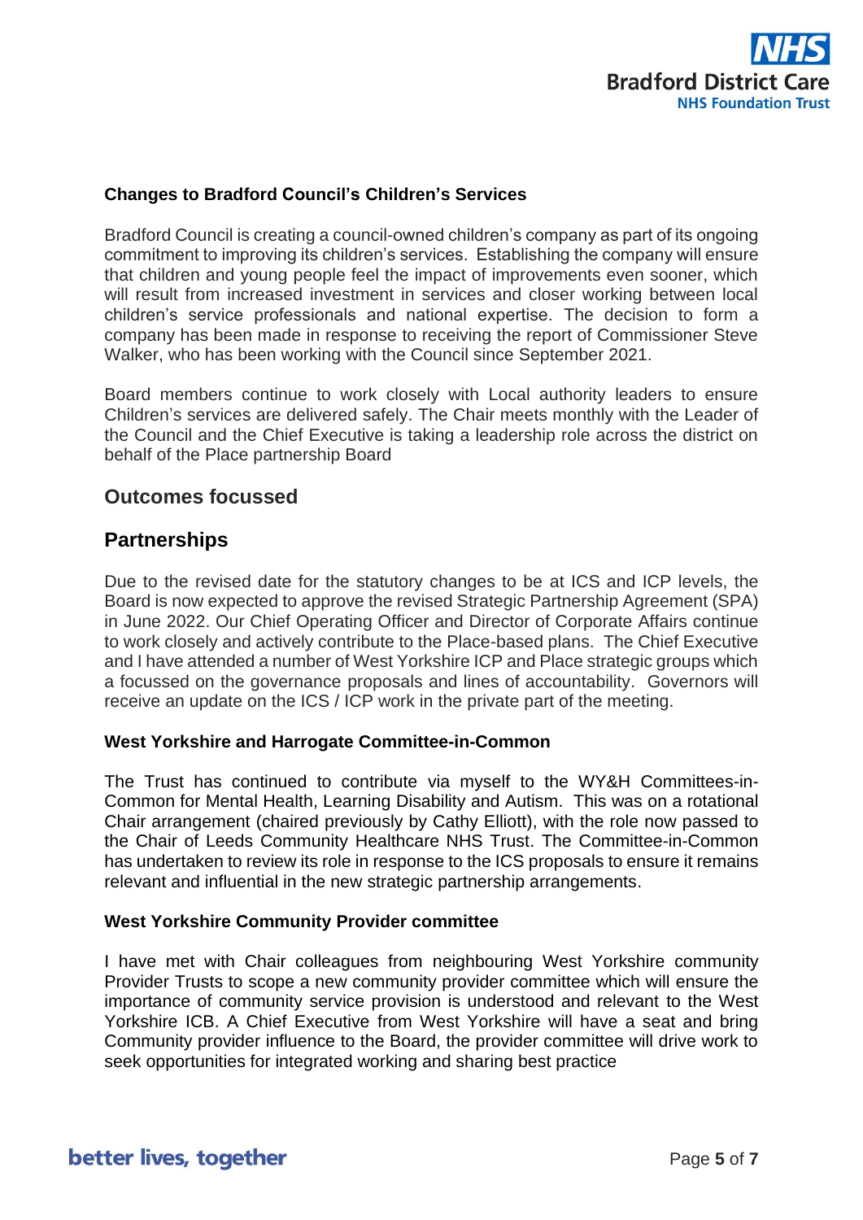### Changes to Bradford Council's Children's Services

Bradford Council is creating a council-owned children's company as part of its ongoing commitment to improving its children's services. Establishing the company will ensure that children and young people feel the impact of improvements even sooner, which will result from increased investment in services and closer working between local children's service professionals and national expertise. The decision to form a company has been made in response to receiving the report of Commissioner Steve Walker, who has been working with the Council since September 2021.

Board members continue to work closely with Local authority leaders to ensure Children's services are delivered safely. The Chair meets monthly with the Leader of the Council and the Chief Executive is taking a leadership role across the district on behalf of the Place partnership Board

## Outcomes focussed

## Partnerships

Due to the revised date for the statutory changes to be at ICS and ICP levels, the Board is now expected to approve the revised Strategic Partnership Agreement (SPA) in June 2022. Our Chief Operating Officer and Director of Corporate Affairs continue to work closely and actively contribute to the Place-based plans. The Chief Executive and I have attended a number of West Yorkshire ICP and Place strategic groups which a focussed on the governance proposals and lines of accountability. Governors will receive an update on the ICS / ICP work in the private part of the meeting.

### West Yorkshire and Harrogate Committee-in-Common

The Trust has continued to contribute via myself to the WY&H Committees-in-Common for Mental Health, Learning Disability and Autism. This was on a rotational Chair arrangement (chaired previously by Cathy Elliott), with the role now passed to the Chair of Leeds Community Healthcare NHS Trust. The Committee-in-Common has undertaken to review its role in response to the ICS proposals to ensure it remains relevant and influential in the new strategic partnership arrangements.

### West Yorkshire Community Provider committee

I have met with Chair colleagues from neighbouring West Yorkshire community Provider Trusts to scope a new community provider committee which will ensure the importance of community service provision is understood and relevant to the West Yorkshire ICB. A Chief Executive from West Yorkshire will have a seat and bring Community provider influence to the Board, the provider committee will drive work to seek opportunities for integrated working and sharing best practice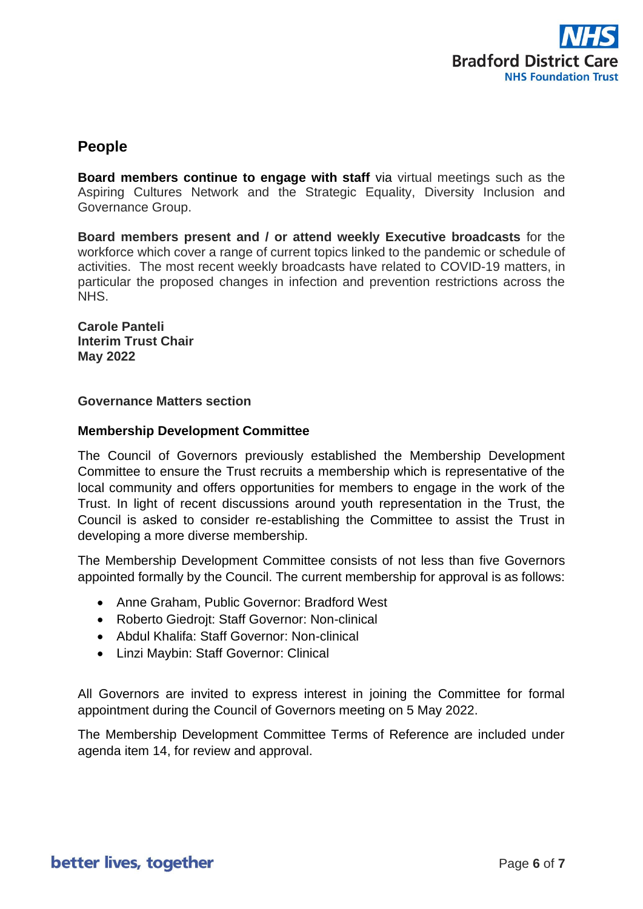## People

**Board members continue to engage with staff** via virtual meetings such as the Aspiring Cultures Network and the Strategic Equality, Diversity Inclusion and Governance Group.

**Board members present and / or attend weekly Executive broadcasts** for the workforce which cover a range of current topics linked to the pandemic or schedule of activities. The most recent weekly broadcasts have related to COVID-19 matters, in particular the proposed changes in infection and prevention restrictions across the NHS.

**Carole Panteli**
**Interim Trust Chair**
**May 2022**

**Governance Matters section**

**Membership Development Committee**

The Council of Governors previously established the Membership Development Committee to ensure the Trust recruits a membership which is representative of the local community and offers opportunities for members to engage in the work of the Trust. In light of recent discussions around youth representation in the Trust, the Council is asked to consider re-establishing the Committee to assist the Trust in developing a more diverse membership.

The Membership Development Committee consists of not less than five Governors appointed formally by the Council. The current membership for approval is as follows:

- Anne Graham, Public Governor: Bradford West
- Roberto Giedrojt: Staff Governor: Non-clinical
- Abdul Khalifa: Staff Governor: Non-clinical
- Linzi Maybin: Staff Governor: Clinical

All Governors are invited to express interest in joining the Committee for formal appointment during the Council of Governors meeting on 5 May 2022.

The Membership Development Committee Terms of Reference are included under agenda item 14, for review and approval.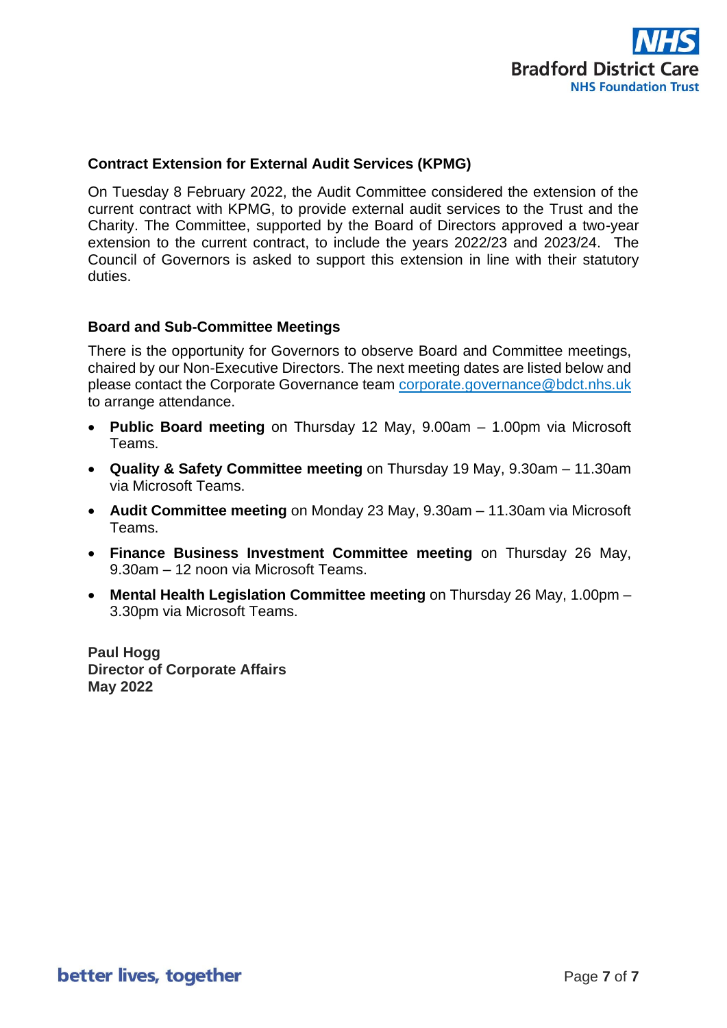### Contract Extension for External Audit Services (KPMG)

On Tuesday 8 February 2022, the Audit Committee considered the extension of the current contract with KPMG, to provide external audit services to the Trust and the Charity. The Committee, supported by the Board of Directors approved a two-year extension to the current contract, to include the years 2022/23 and 2023/24. The Council of Governors is asked to support this extension in line with their statutory duties.

### Board and Sub-Committee Meetings

There is the opportunity for Governors to observe Board and Committee meetings, chaired by our Non-Executive Directors. The next meeting dates are listed below and please contact the Corporate Governance team corporate.governance@bdct.nhs.uk to arrange attendance.

- **Public Board meeting** on Thursday 12 May, 9.00am – 1.00pm via Microsoft Teams.
- **Quality & Safety Committee meeting** on Thursday 19 May, 9.30am – 11.30am via Microsoft Teams.
- **Audit Committee meeting** on Monday 23 May, 9.30am – 11.30am via Microsoft Teams.
- **Finance Business Investment Committee meeting** on Thursday 26 May, 9.30am – 12 noon via Microsoft Teams.
- **Mental Health Legislation Committee meeting** on Thursday 26 May, 1.00pm – 3.30pm via Microsoft Teams.

**Paul Hogg**
**Director of Corporate Affairs**
**May 2022**